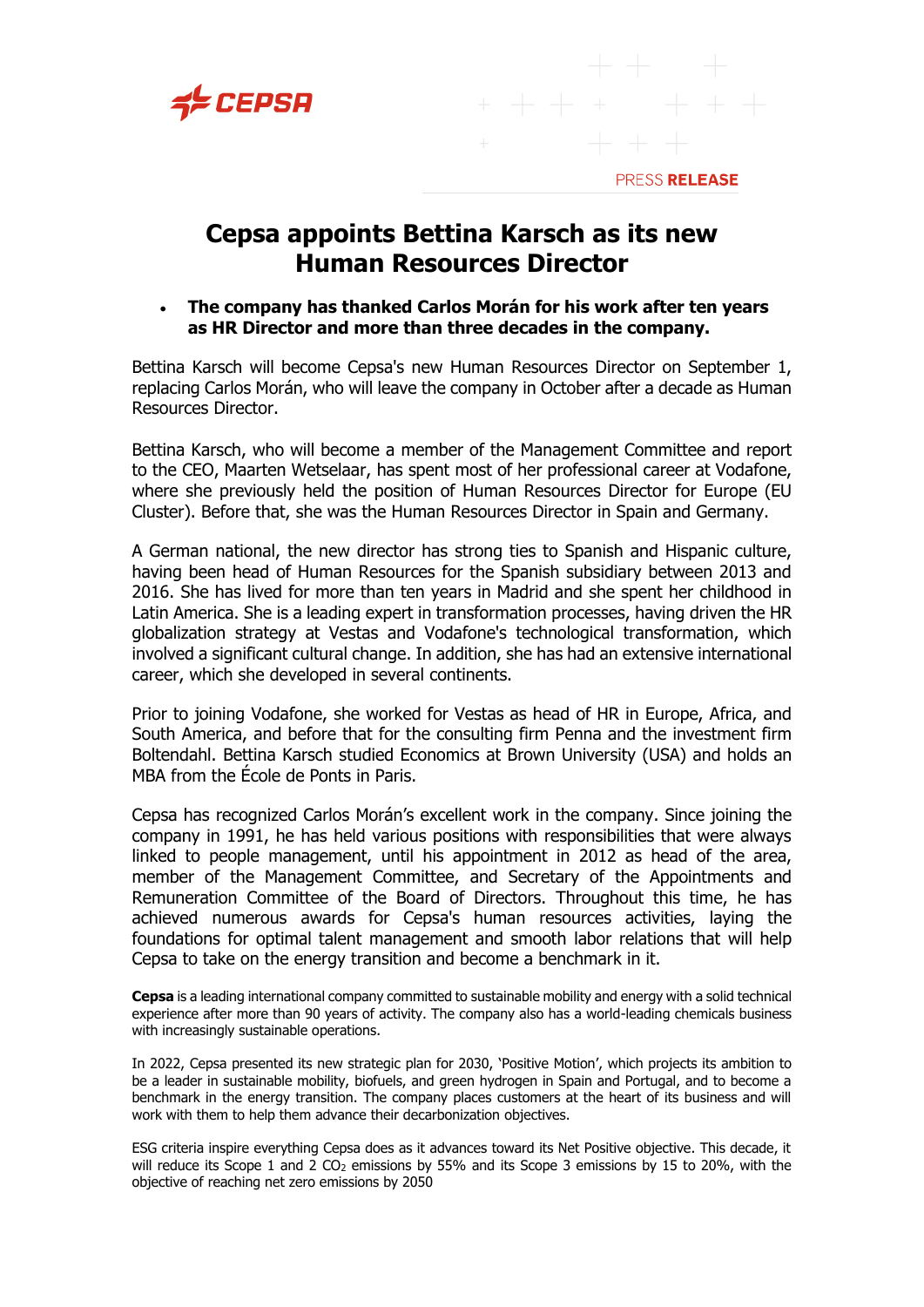PRESS **RELEASE**

# Cepsa appoints Bettina Karsch as its new Human Resources Director

- **The company has thanked Carlos Morán for his work after ten years as HR Director and more than three decades in the company.**

Bettina Karsch will become Cepsa's new Human Resources Director on September 1, replacing Carlos Morán, who will leave the company in October after a decade as Human Resources Director.

Bettina Karsch, who will become a member of the Management Committee and report to the CEO, Maarten Wetselaar, has spent most of her professional career at Vodafone, where she previously held the position of Human Resources Director for Europe (EU Cluster). Before that, she was the Human Resources Director in Spain and Germany.

A German national, the new director has strong ties to Spanish and Hispanic culture, having been head of Human Resources for the Spanish subsidiary between 2013 and 2016. She has lived for more than ten years in Madrid and she spent her childhood in Latin America. She is a leading expert in transformation processes, having driven the HR globalization strategy at Vestas and Vodafone's technological transformation, which involved a significant cultural change. In addition, she has had an extensive international career, which she developed in several continents.

Prior to joining Vodafone, she worked for Vestas as head of HR in Europe, Africa, and South America, and before that for the consulting firm Penna and the investment firm Boltendahl. Bettina Karsch studied Economics at Brown University (USA) and holds an MBA from the École de Ponts in Paris.

Cepsa has recognized Carlos Morán's excellent work in the company. Since joining the company in 1991, he has held various positions with responsibilities that were always linked to people management, until his appointment in 2012 as head of the area, member of the Management Committee, and Secretary of the Appointments and Remuneration Committee of the Board of Directors. Throughout this time, he has achieved numerous awards for Cepsa's human resources activities, laying the foundations for optimal talent management and smooth labor relations that will help Cepsa to take on the energy transition and become a benchmark in it.

**Cepsa** is a leading international company committed to sustainable mobility and energy with a solid technical experience after more than 90 years of activity. The company also has a world-leading chemicals business with increasingly sustainable operations.

In 2022, Cepsa presented its new strategic plan for 2030, 'Positive Motion', which projects its ambition to be a leader in sustainable mobility, biofuels, and green hydrogen in Spain and Portugal, and to become a benchmark in the energy transition. The company places customers at the heart of its business and will work with them to help them advance their decarbonization objectives.

ESG criteria inspire everything Cepsa does as it advances toward its Net Positive objective. This decade, it will reduce its Scope 1 and 2 $CO_2$ emissions by 55% and its Scope 3 emissions by 15 to 20%, with the objective of reaching net zero emissions by 2050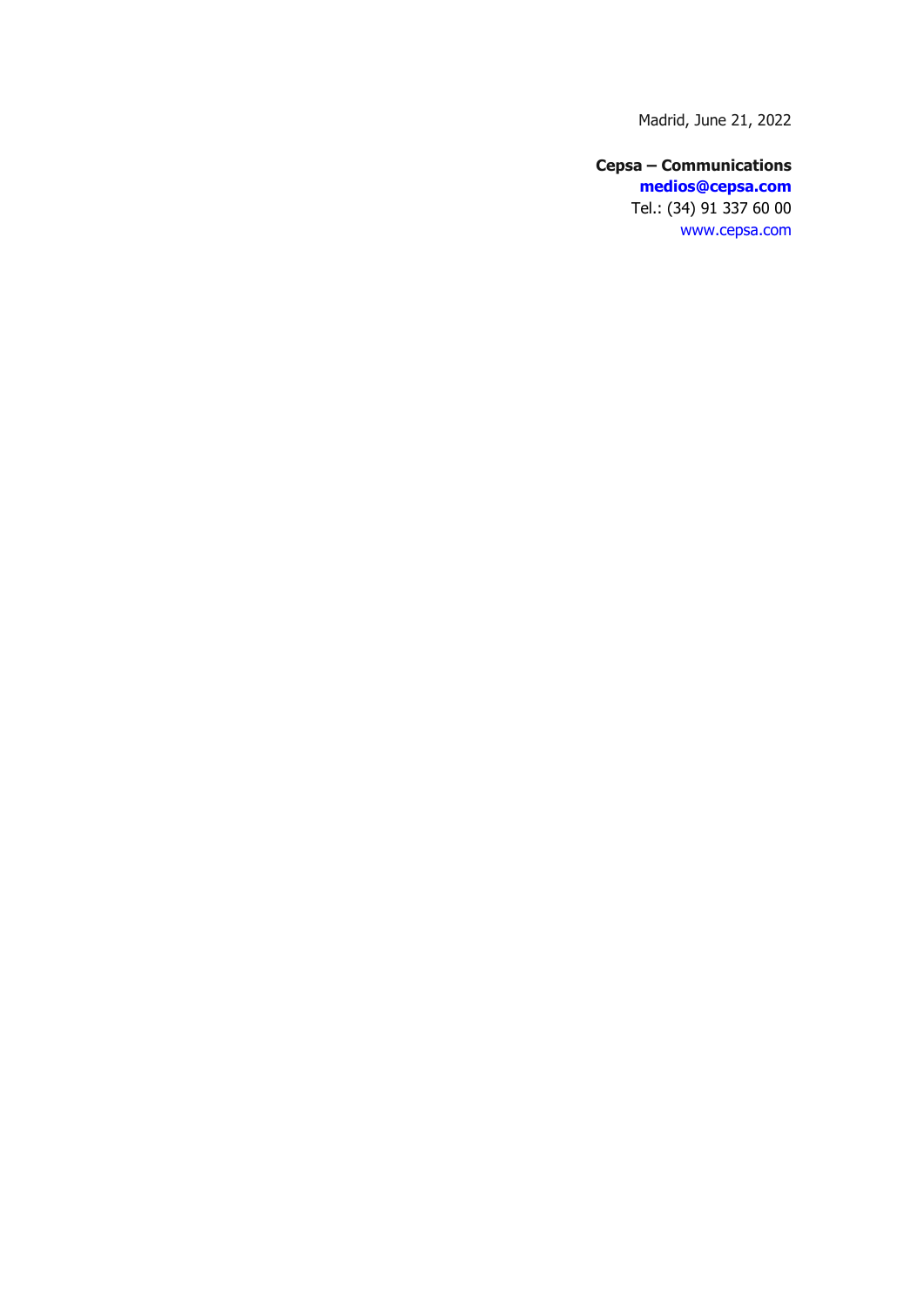Madrid, June 21, 2022

**Cepsa – Communications**
**medios@cepsa.com**
Tel.: (34) 91 337 60 00
www.cepsa.com